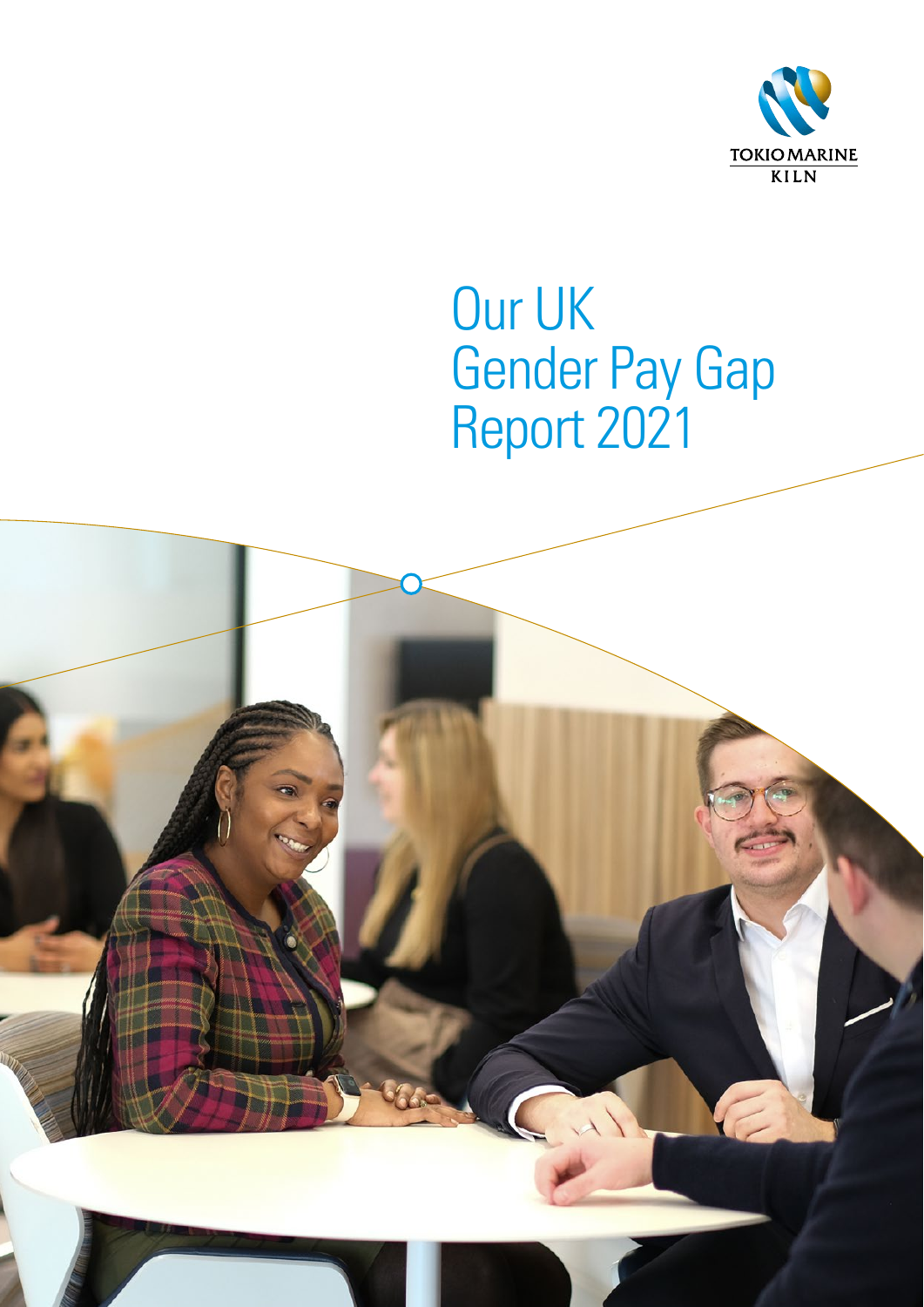TOKIO MARINE
KILN

# Our UK Gender Pay Gap Report 2021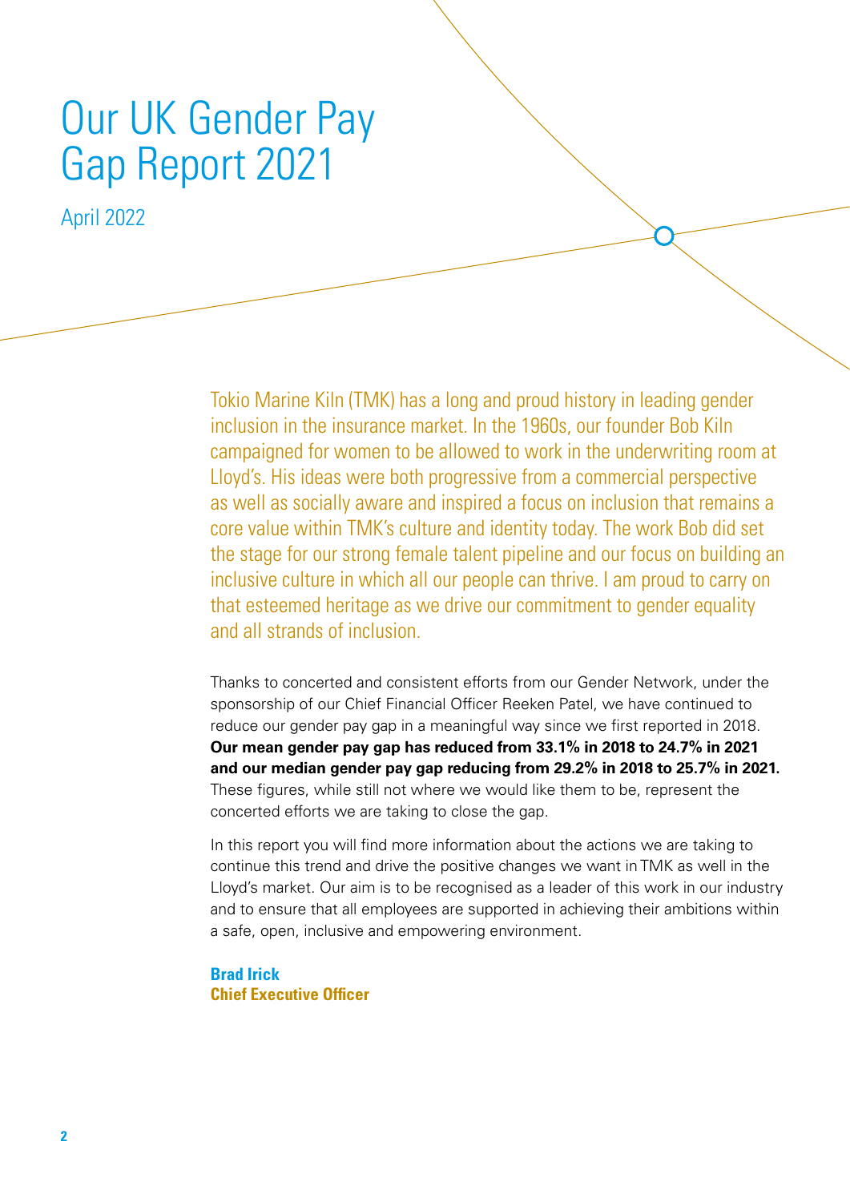# Our UK Gender Pay Gap Report 2021

April 2022

Tokio Marine Kiln (TMK) has a long and proud history in leading gender inclusion in the insurance market. In the 1960s, our founder Bob Kiln campaigned for women to be allowed to work in the underwriting room at Lloyd's. His ideas were both progressive from a commercial perspective as well as socially aware and inspired a focus on inclusion that remains a core value within TMK's culture and identity today. The work Bob did set the stage for our strong female talent pipeline and our focus on building an inclusive culture in which all our people can thrive. I am proud to carry on that esteemed heritage as we drive our commitment to gender equality and all strands of inclusion.

Thanks to concerted and consistent efforts from our Gender Network, under the sponsorship of our Chief Financial Officer Reeken Patel, we have continued to reduce our gender pay gap in a meaningful way since we first reported in 2018. **Our mean gender pay gap has reduced from 33.1% in 2018 to 24.7% in 2021 and our median gender pay gap reducing from 29.2% in 2018 to 25.7% in 2021.** These figures, while still not where we would like them to be, represent the concerted efforts we are taking to close the gap.

In this report you will find more information about the actions we are taking to continue this trend and drive the positive changes we want in TMK as well in the Lloyd's market. Our aim is to be recognised as a leader of this work in our industry and to ensure that all employees are supported in achieving their ambitions within a safe, open, inclusive and empowering environment.

**Brad Irick**
**Chief Executive Officer**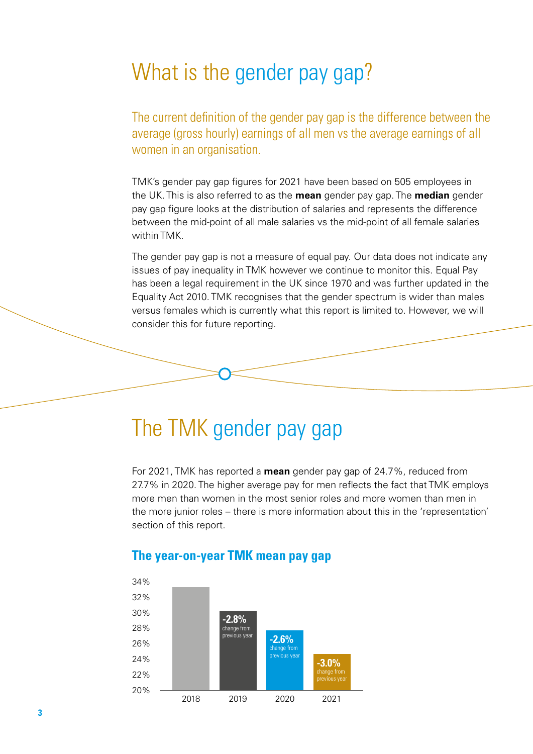# What is the gender pay gap?

The current definition of the gender pay gap is the difference between the average (gross hourly) earnings of all men vs the average earnings of all women in an organisation.

TMK's gender pay gap figures for 2021 have been based on 505 employees in the UK. This is also referred to as the **mean** gender pay gap. The **median** gender pay gap figure looks at the distribution of salaries and represents the difference between the mid-point of all male salaries vs the mid-point of all female salaries within TMK.

The gender pay gap is not a measure of equal pay. Our data does not indicate any issues of pay inequality in TMK however we continue to monitor this. Equal Pay has been a legal requirement in the UK since 1970 and was further updated in the Equality Act 2010. TMK recognises that the gender spectrum is wider than males versus females which is currently what this report is limited to. However, we will consider this for future reporting.

# The TMK gender pay gap

For 2021, TMK has reported a **mean** gender pay gap of 24.7%, reduced from 27.7% in 2020. The higher average pay for men reflects the fact that TMK employs more men than women in the most senior roles and more women than men in the more junior roles – there is more information about this in the 'representation' section of this report.

## The year-on-year TMK mean pay gap

| Year | Change from previous year |
|---|---|
| 2018 | |
| 2019 | -2.8% |
| 2020 | -2.6% |
| 2021 | -3.0% |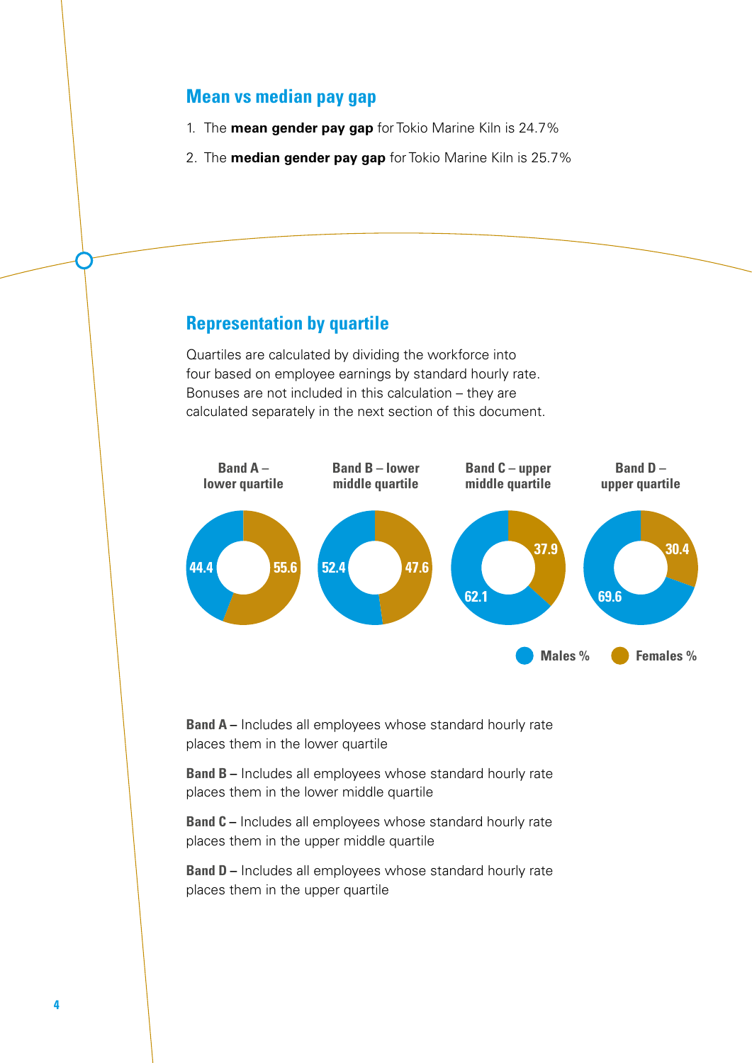## Mean vs median pay gap

1. The **mean gender pay gap** for Tokio Marine Kiln is 24.7%
2. The **median gender pay gap** for Tokio Marine Kiln is 25.7%

## Representation by quartile

Quartiles are calculated by dividing the workforce into four based on employee earnings by standard hourly rate. Bonuses are not included in this calculation – they are calculated separately in the next section of this document.

| | Band A – lower quartile | Band B – lower middle quartile | Band C – upper middle quartile | Band D – upper quartile |
|---|---|---|---|---|
| Males % | 44.4 | 52.4 | 62.1 | 69.6 |
| Females % | 55.6 | 47.6 | 37.9 | 30.4 |

**Band A –** Includes all employees whose standard hourly rate places them in the lower quartile

**Band B –** Includes all employees whose standard hourly rate places them in the lower middle quartile

**Band C –** Includes all employees whose standard hourly rate places them in the upper middle quartile

**Band D –** Includes all employees whose standard hourly rate places them in the upper quartile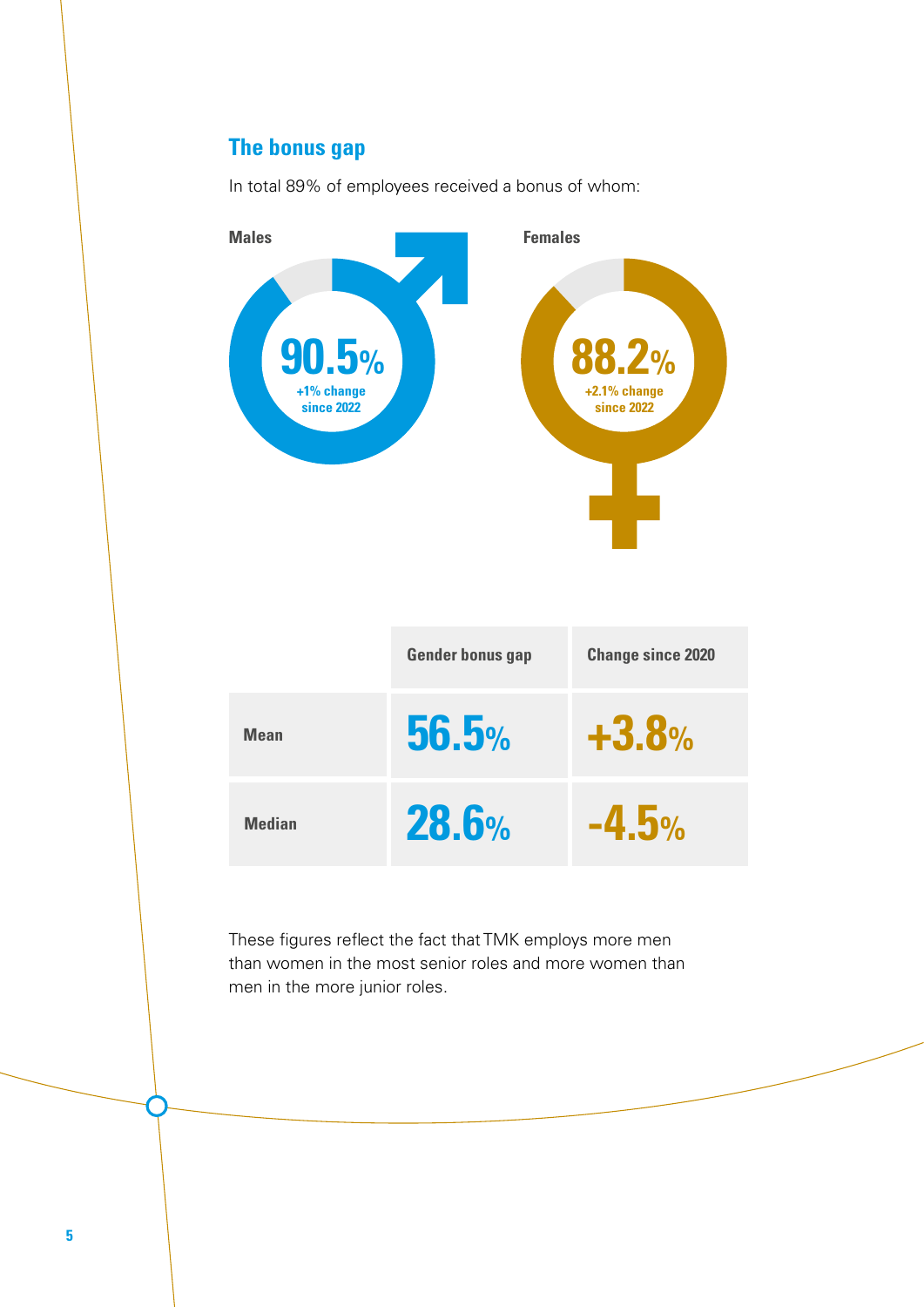## The bonus gap

In total 89% of employees received a bonus of whom:

**Males**

**90.5%**
+1% change since 2022

**Females**

**88.2%**
+2.1% change since 2022

| | Gender bonus gap | Change since 2020 |
|---|---|---|
| Mean | 56.5% | +3.8% |
| Median | 28.6% | -4.5% |

These figures reflect the fact that TMK employs more men than women in the most senior roles and more women than men in the more junior roles.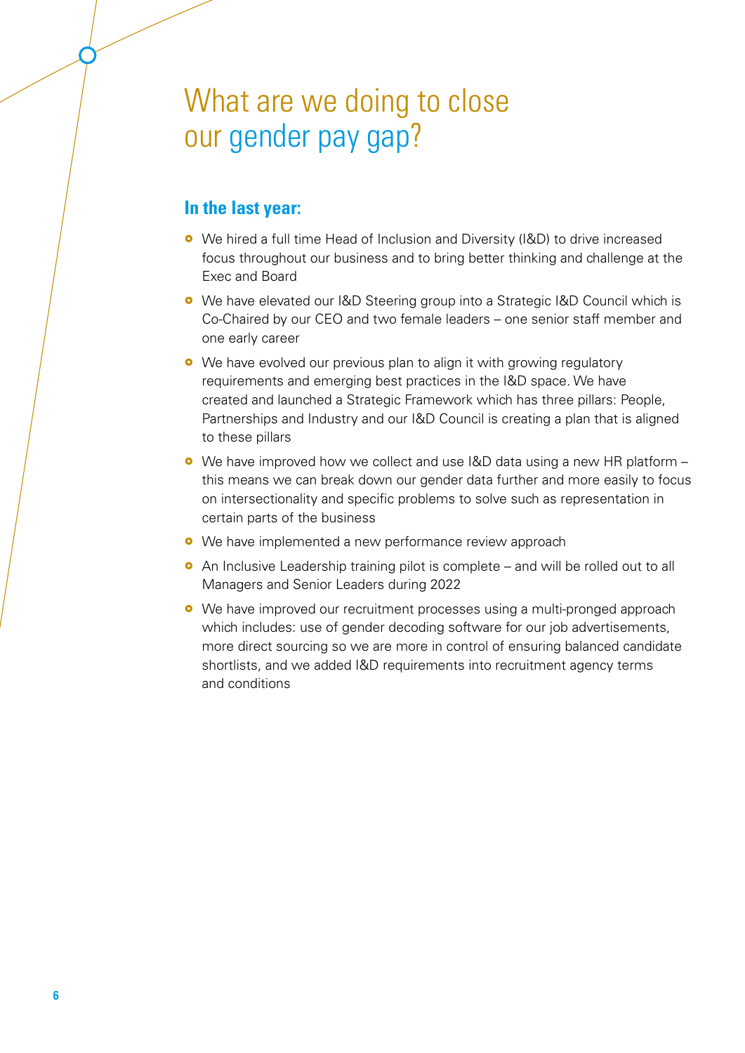# What are we doing to close our gender pay gap?

## In the last year:

- We hired a full time Head of Inclusion and Diversity (I&D) to drive increased focus throughout our business and to bring better thinking and challenge at the Exec and Board
- We have elevated our I&D Steering group into a Strategic I&D Council which is Co-Chaired by our CEO and two female leaders – one senior staff member and one early career
- We have evolved our previous plan to align it with growing regulatory requirements and emerging best practices in the I&D space. We have created and launched a Strategic Framework which has three pillars: People, Partnerships and Industry and our I&D Council is creating a plan that is aligned to these pillars
- We have improved how we collect and use I&D data using a new HR platform – this means we can break down our gender data further and more easily to focus on intersectionality and specific problems to solve such as representation in certain parts of the business
- We have implemented a new performance review approach
- An Inclusive Leadership training pilot is complete – and will be rolled out to all Managers and Senior Leaders during 2022
- We have improved our recruitment processes using a multi-pronged approach which includes: use of gender decoding software for our job advertisements, more direct sourcing so we are more in control of ensuring balanced candidate shortlists, and we added I&D requirements into recruitment agency terms and conditions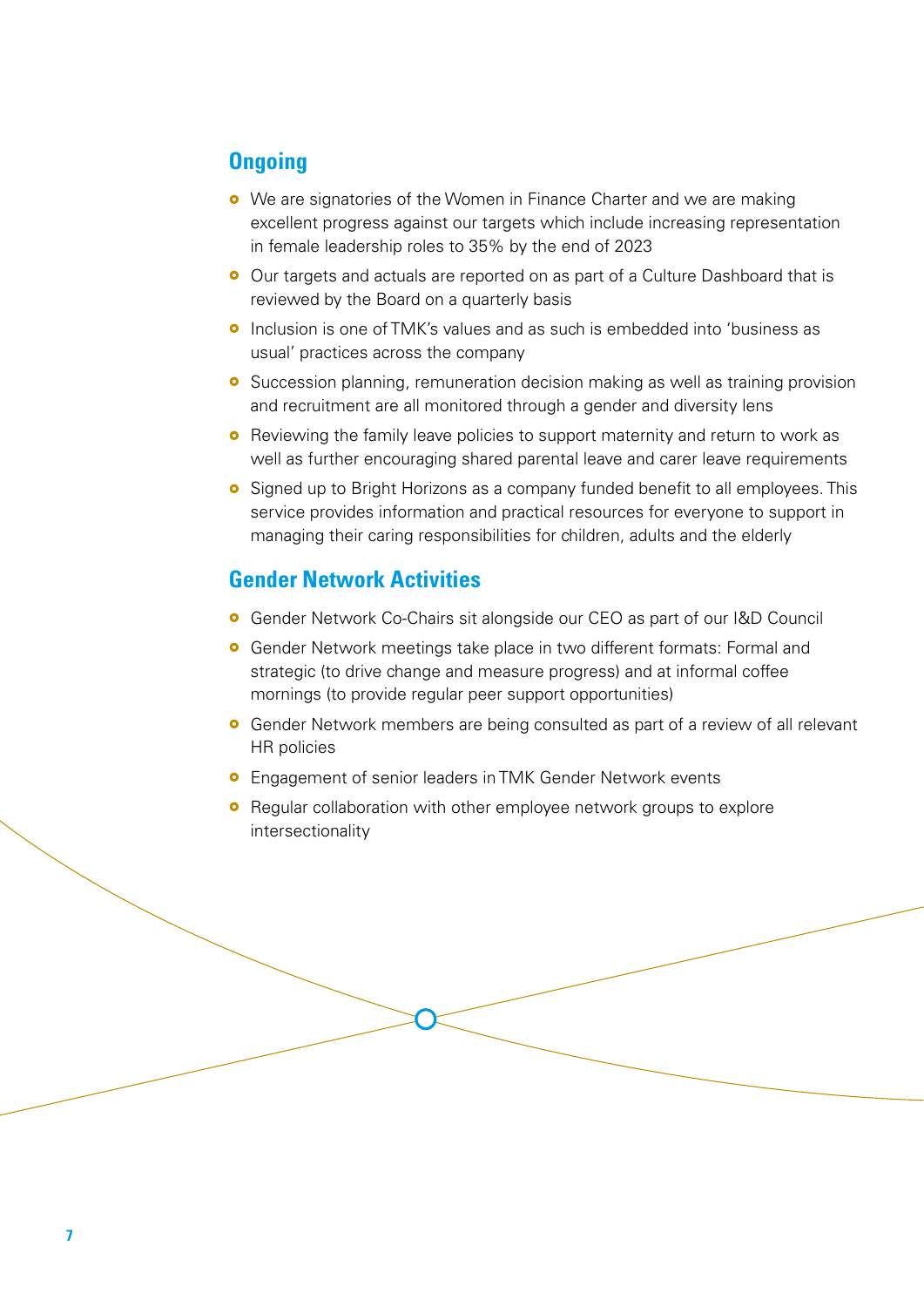## Ongoing

- We are signatories of the Women in Finance Charter and we are making excellent progress against our targets which include increasing representation in female leadership roles to 35% by the end of 2023
- Our targets and actuals are reported on as part of a Culture Dashboard that is reviewed by the Board on a quarterly basis
- Inclusion is one of TMK's values and as such is embedded into 'business as usual' practices across the company
- Succession planning, remuneration decision making as well as training provision and recruitment are all monitored through a gender and diversity lens
- Reviewing the family leave policies to support maternity and return to work as well as further encouraging shared parental leave and carer leave requirements
- Signed up to Bright Horizons as a company funded benefit to all employees. This service provides information and practical resources for everyone to support in managing their caring responsibilities for children, adults and the elderly

## Gender Network Activities

- Gender Network Co-Chairs sit alongside our CEO as part of our I&D Council
- Gender Network meetings take place in two different formats: Formal and strategic (to drive change and measure progress) and at informal coffee mornings (to provide regular peer support opportunities)
- Gender Network members are being consulted as part of a review of all relevant HR policies
- Engagement of senior leaders in TMK Gender Network events
- Regular collaboration with other employee network groups to explore intersectionality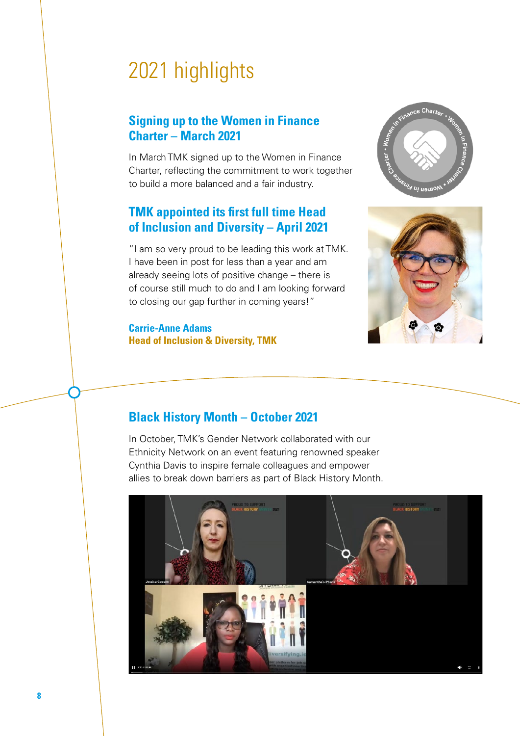# 2021 highlights

## Signing up to the Women in Finance Charter – March 2021

In March TMK signed up to the Women in Finance Charter, reflecting the commitment to work together to build a more balanced and a fair industry.

## TMK appointed its first full time Head of Inclusion and Diversity – April 2021

"I am so very proud to be leading this work at TMK. I have been in post for less than a year and am already seeing lots of positive change – there is of course still much to do and I am looking forward to closing our gap further in coming years!"

**Carrie-Anne Adams**
**Head of Inclusion & Diversity, TMK**

## Black History Month – October 2021

In October, TMK's Gender Network collaborated with our Ethnicity Network on an event featuring renowned speaker Cynthia Davis to inspire female colleagues and empower allies to break down barriers as part of Black History Month.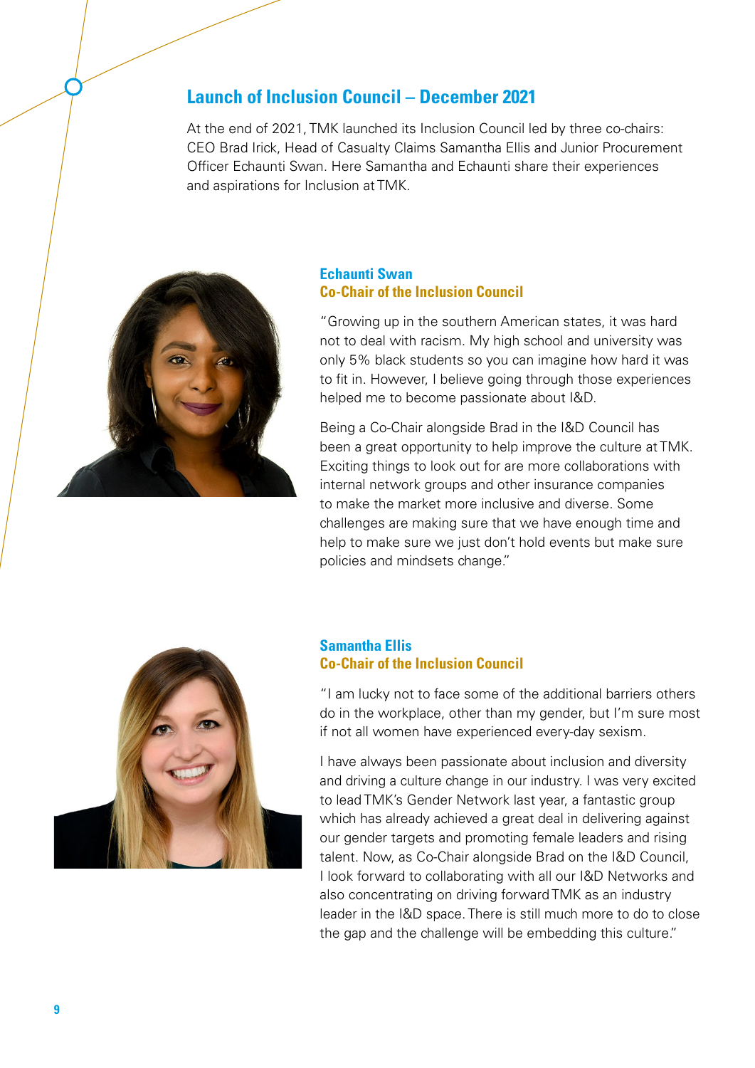## Launch of Inclusion Council – December 2021

At the end of 2021, TMK launched its Inclusion Council led by three co-chairs: CEO Brad Irick, Head of Casualty Claims Samantha Ellis and Junior Procurement Officer Echaunti Swan. Here Samantha and Echaunti share their experiences and aspirations for Inclusion at TMK.

### Echaunti Swan
**Co-Chair of the Inclusion Council**

"Growing up in the southern American states, it was hard not to deal with racism. My high school and university was only 5% black students so you can imagine how hard it was to fit in. However, I believe going through those experiences helped me to become passionate about I&D.

Being a Co-Chair alongside Brad in the I&D Council has been a great opportunity to help improve the culture at TMK. Exciting things to look out for are more collaborations with internal network groups and other insurance companies to make the market more inclusive and diverse. Some challenges are making sure that we have enough time and help to make sure we just don't hold events but make sure policies and mindsets change."

### Samantha Ellis
**Co-Chair of the Inclusion Council**

"I am lucky not to face some of the additional barriers others do in the workplace, other than my gender, but I'm sure most if not all women have experienced every-day sexism.

I have always been passionate about inclusion and diversity and driving a culture change in our industry. I was very excited to lead TMK's Gender Network last year, a fantastic group which has already achieved a great deal in delivering against our gender targets and promoting female leaders and rising talent. Now, as Co-Chair alongside Brad on the I&D Council, I look forward to collaborating with all our I&D Networks and also concentrating on driving forward TMK as an industry leader in the I&D space. There is still much more to do to close the gap and the challenge will be embedding this culture."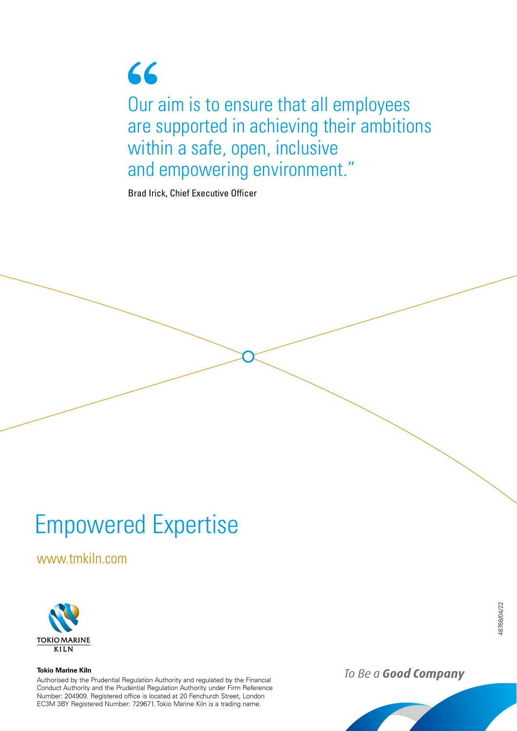> "Our aim is to ensure that all employees are supported in achieving their ambitions within a safe, open, inclusive and empowering environment."

Brad Irick, Chief Executive Officer

# Empowered Expertise

www.tmkiln.com

TOKIO MARINE KILN

**Tokio Marine Kiln**

Authorised by the Prudential Regulation Authority and regulated by the Financial Conduct Authority and the Prudential Regulation Authority under Firm Reference Number: 204909. Registered office is located at 20 Fenchurch Street, London EC3M 3BY Registered Number: 729671. Tokio Marine Kiln is a trading name.

*To Be a* ***Good Company***

48768/04/22